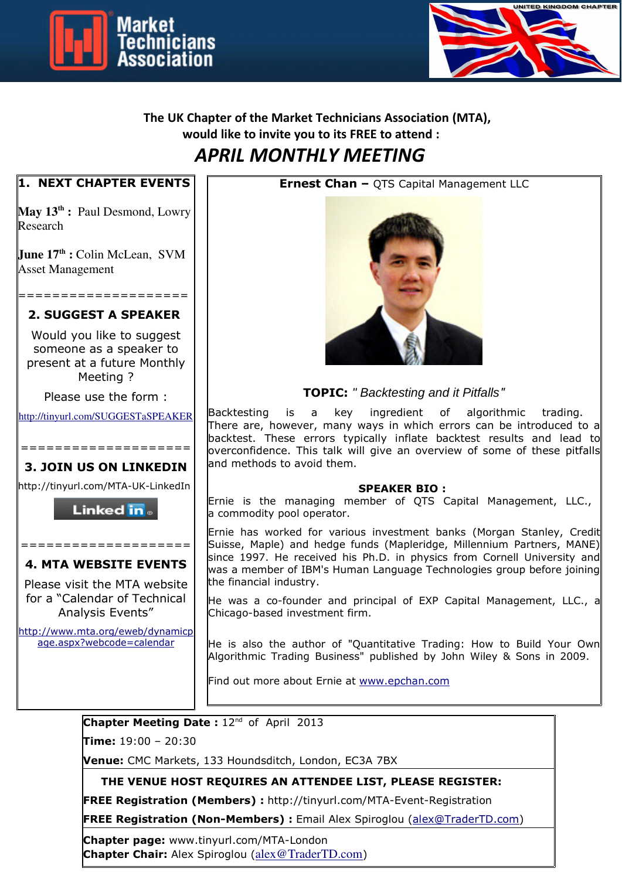Market Technicians Association

UNITED KINGDOM CHAPTER

**The UK Chapter of the Market Technicians Association (MTA), would like to invite you to its FREE to attend :**

# *APRIL MONTHLY MEETING*

## 1. NEXT CHAPTER EVENTS

**May 13th :** Paul Desmond, Lowry Research

**June 17th :** Colin McLean, SVM Asset Management

====================

## 2. SUGGEST A SPEAKER

Would you like to suggest someone as a speaker to present at a future Monthly Meeting ?

Please use the form :

http://tinyurl.com/SUGGESTaSPEAKER

====================

## 3. JOIN US ON LINKEDIN

http://tinyurl.com/MTA-UK-LinkedIn

Linked in

====================

## 4. MTA WEBSITE EVENTS

Please visit the MTA website for a "Calendar of Technical Analysis Events"

http://www.mta.org/eweb/dynamicpage.aspx?webcode=calendar

---

**Ernest Chan –** QTS Capital Management LLC

**TOPIC:** *" Backtesting and it Pitfalls"*

Backtesting is a key ingredient of algorithmic trading. There are, however, many ways in which errors can be introduced to a backtest. These errors typically inflate backtest results and lead to overconfidence. This talk will give an overview of some of these pitfalls and methods to avoid them.

**SPEAKER BIO :**

Ernie is the managing member of QTS Capital Management, LLC., a commodity pool operator.

Ernie has worked for various investment banks (Morgan Stanley, Credit Suisse, Maple) and hedge funds (Mapleridge, Millennium Partners, MANE) since 1997. He received his Ph.D. in physics from Cornell University and was a member of IBM's Human Language Technologies group before joining the financial industry.

He was a co-founder and principal of EXP Capital Management, LLC., a Chicago-based investment firm.

He is also the author of "Quantitative Trading: How to Build Your Own Algorithmic Trading Business" published by John Wiley & Sons in 2009.

Find out more about Ernie at www.epchan.com

---

**Chapter Meeting Date :** 12nd of April 2013

**Time:** 19:00 – 20:30

**Venue:** CMC Markets, 133 Houndsditch, London, EC3A 7BX

**THE VENUE HOST REQUIRES AN ATTENDEE LIST, PLEASE REGISTER:**

**FREE Registration (Members) :** http://tinyurl.com/MTA-Event-Registration

**FREE Registration (Non-Members) :** Email Alex Spiroglou (alex@TraderTD.com)

**Chapter page:** www.tinyurl.com/MTA-London

**Chapter Chair:** Alex Spiroglou (alex@TraderTD.com)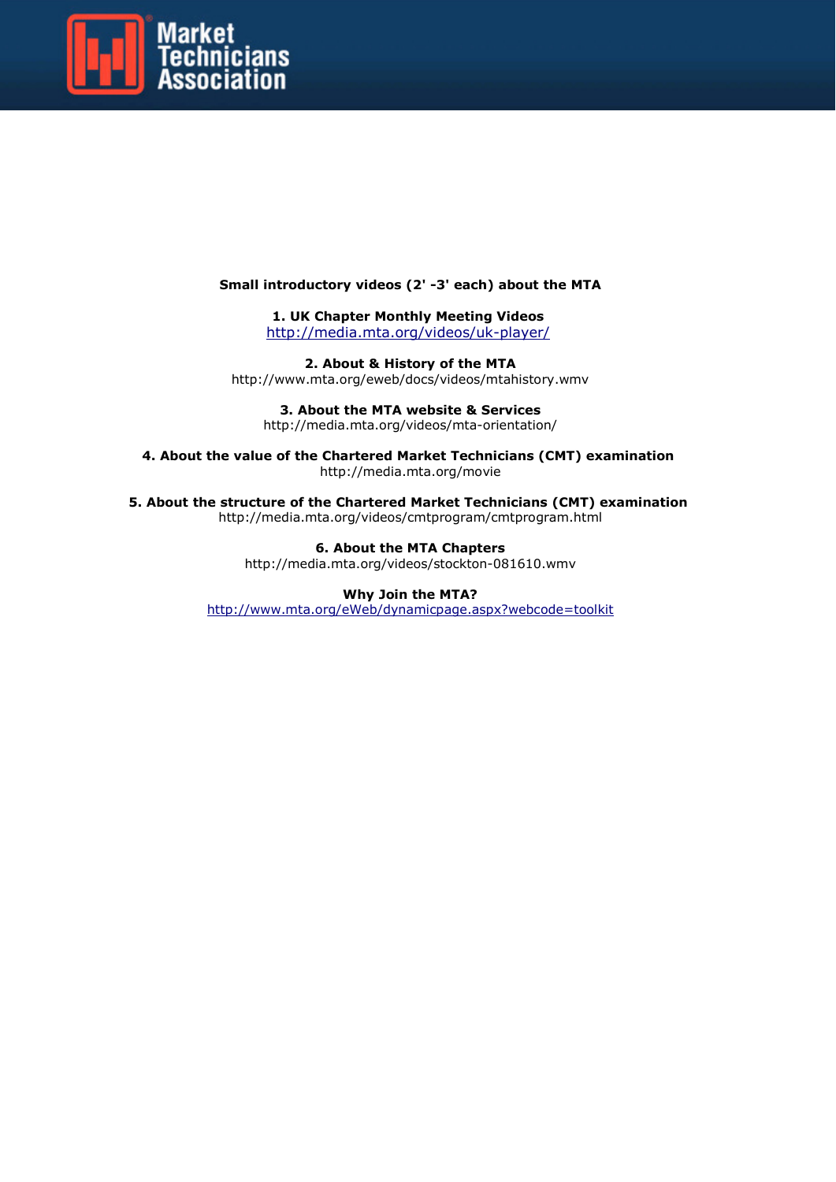**Small introductory videos (2' -3' each) about the MTA**

**1. UK Chapter Monthly Meeting Videos**
http://media.mta.org/videos/uk-player/

**2. About & History of the MTA**
http://www.mta.org/eweb/docs/videos/mtahistory.wmv

**3. About the MTA website & Services**
http://media.mta.org/videos/mta-orientation/

**4. About the value of the Chartered Market Technicians (CMT) examination**
http://media.mta.org/movie

**5. About the structure of the Chartered Market Technicians (CMT) examination**
http://media.mta.org/videos/cmtprogram/cmtprogram.html

**6. About the MTA Chapters**
http://media.mta.org/videos/stockton-081610.wmv

**Why Join the MTA?**
http://www.mta.org/eWeb/dynamicpage.aspx?webcode=toolkit